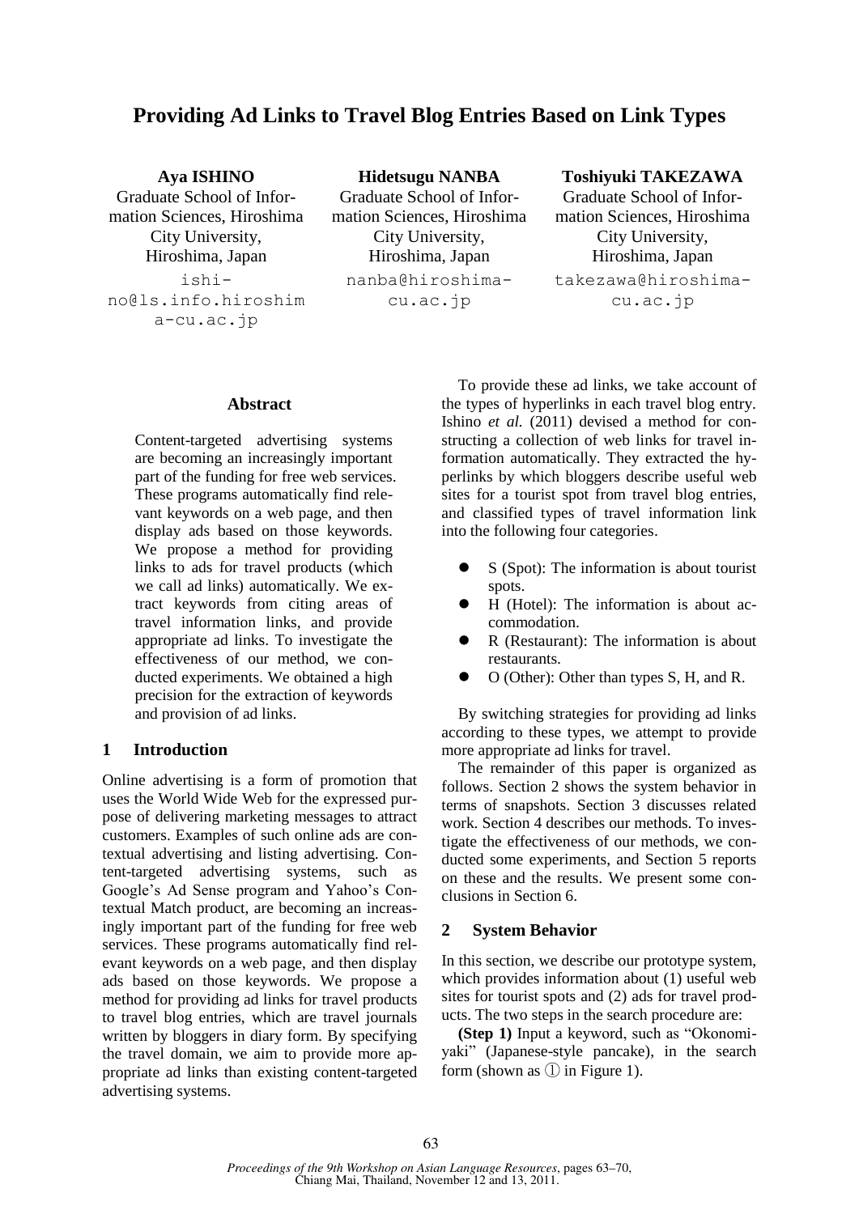# Providing Ad Links to Travel Blog Entries Based on Link Types

**Aya ISHINO**
Graduate School of Information Sciences, Hiroshima City University, Hiroshima, Japan
ishino@ls.info.hiroshima-cu.ac.jp

**Hidetsugu NANBA**
Graduate School of Information Sciences, Hiroshima City University, Hiroshima, Japan
nanba@hiroshima-cu.ac.jp

**Toshiyuki TAKEZAWA**
Graduate School of Information Sciences, Hiroshima City University, Hiroshima, Japan
takezawa@hiroshima-cu.ac.jp

## Abstract

Content-targeted advertising systems are becoming an increasingly important part of the funding for free web services. These programs automatically find relevant keywords on a web page, and then display ads based on those keywords. We propose a method for providing links to ads for travel products (which we call ad links) automatically. We extract keywords from citing areas of travel information links, and provide appropriate ad links. To investigate the effectiveness of our method, we conducted experiments. We obtained a high precision for the extraction of keywords and provision of ad links.

## 1 Introduction

Online advertising is a form of promotion that uses the World Wide Web for the expressed purpose of delivering marketing messages to attract customers. Examples of such online ads are contextual advertising and listing advertising. Content-targeted advertising systems, such as Google's Ad Sense program and Yahoo's Contextual Match product, are becoming an increasingly important part of the funding for free web services. These programs automatically find relevant keywords on a web page, and then display ads based on those keywords. We propose a method for providing ad links for travel products to travel blog entries, which are travel journals written by bloggers in diary form. By specifying the travel domain, we aim to provide more appropriate ad links than existing content-targeted advertising systems.

To provide these ad links, we take account of the types of hyperlinks in each travel blog entry. Ishino *et al.* (2011) devised a method for constructing a collection of web links for travel information automatically. They extracted the hyperlinks by which bloggers describe useful web sites for a tourist spot from travel blog entries, and classified types of travel information link into the following four categories.

- S (Spot): The information is about tourist spots.
- H (Hotel): The information is about accommodation.
- R (Restaurant): The information is about restaurants.
- O (Other): Other than types S, H, and R.

By switching strategies for providing ad links according to these types, we attempt to provide more appropriate ad links for travel.

The remainder of this paper is organized as follows. Section 2 shows the system behavior in terms of snapshots. Section 3 discusses related work. Section 4 describes our methods. To investigate the effectiveness of our methods, we conducted some experiments, and Section 5 reports on these and the results. We present some conclusions in Section 6.

## 2 System Behavior

In this section, we describe our prototype system, which provides information about (1) useful web sites for tourist spots and (2) ads for travel products. The two steps in the search procedure are:

**(Step 1)** Input a keyword, such as "Okonomiyaki" (Japanese-style pancake), in the search form (shown as ① in Figure 1).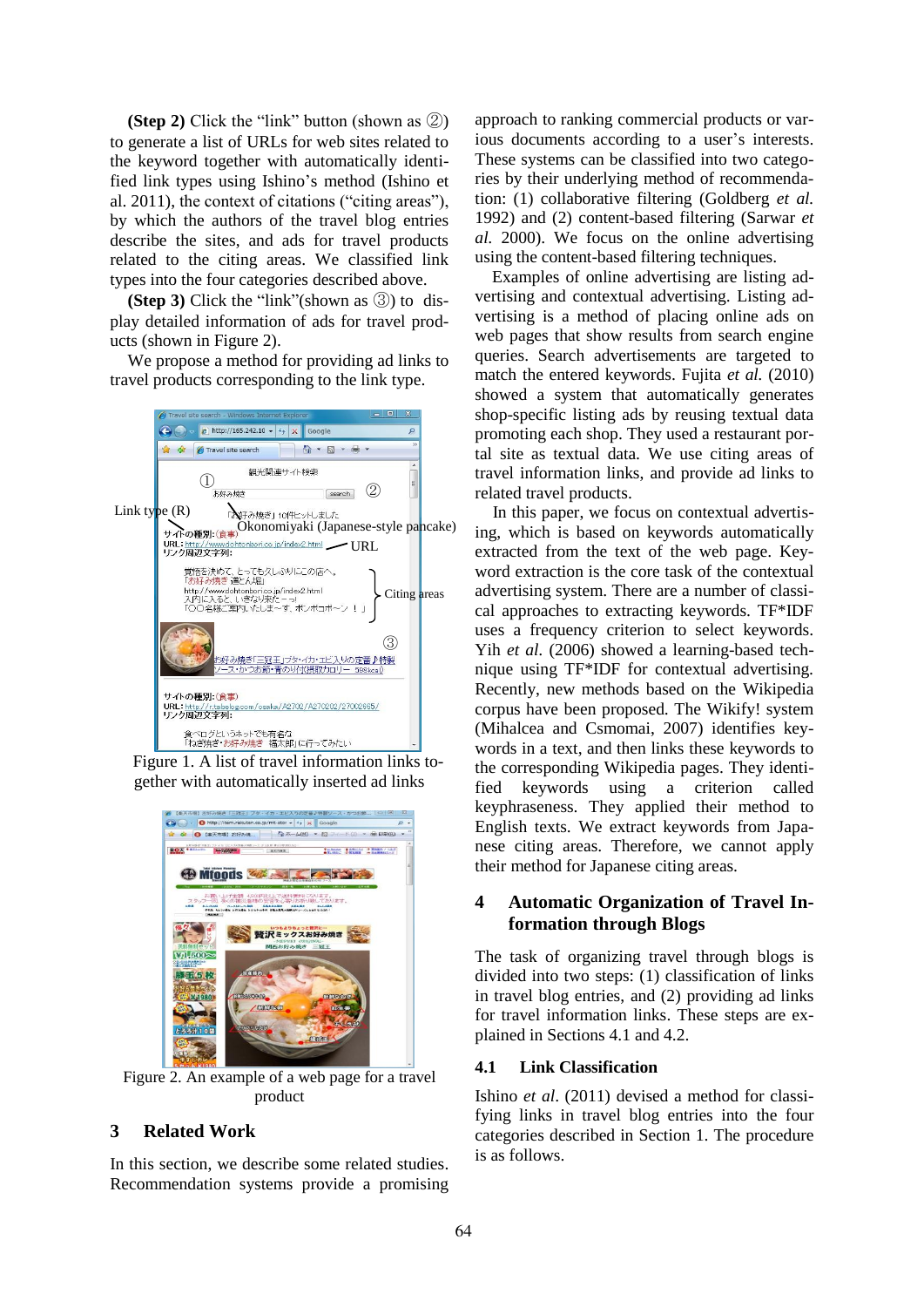**(Step 2)** Click the “link” button (shown as ②) to generate a list of URLs for web sites related to the keyword together with automatically identified link types using Ishino’s method (Ishino et al. 2011), the context of citations (“citing areas”), by which the authors of the travel blog entries describe the sites, and ads for travel products related to the citing areas. We classified link types into the four categories described above.

**(Step 3)** Click the “link”(shown as ③) to display detailed information of ads for travel products (shown in Figure 2).

We propose a method for providing ad links to travel products corresponding to the link type.

Figure 1. A list of travel information links together with automatically inserted ad links

Figure 2. An example of a web page for a travel product

## 3 Related Work

In this section, we describe some related studies. Recommendation systems provide a promising approach to ranking commercial products or various documents according to a user’s interests. These systems can be classified into two categories by their underlying method of recommendation: (1) collaborative filtering (Goldberg *et al.* 1992) and (2) content-based filtering (Sarwar *et al.* 2000). We focus on the online advertising using the content-based filtering techniques.

Examples of online advertising are listing advertising and contextual advertising. Listing advertising is a method of placing online ads on web pages that show results from search engine queries. Search advertisements are targeted to match the entered keywords. Fujita *et al.* (2010) showed a system that automatically generates shop-specific listing ads by reusing textual data promoting each shop. They used a restaurant portal site as textual data. We use citing areas of travel information links, and provide ad links to related travel products.

In this paper, we focus on contextual advertising, which is based on keywords automatically extracted from the text of the web page. Keyword extraction is the core task of the contextual advertising system. There are a number of classical approaches to extracting keywords. TF*IDF uses a frequency criterion to select keywords. Yih *et al.* (2006) showed a learning-based technique using TF*IDF for contextual advertising. Recently, new methods based on the Wikipedia corpus have been proposed. The Wikify! system (Mihalcea and Csmomai, 2007) identifies keywords in a text, and then links these keywords to the corresponding Wikipedia pages. They identified keywords using a criterion called keyphraseness. They applied their method to English texts. We extract keywords from Japanese citing areas. Therefore, we cannot apply their method for Japanese citing areas.

## 4 Automatic Organization of Travel Information through Blogs

The task of organizing travel through blogs is divided into two steps: (1) classification of links in travel blog entries, and (2) providing ad links for travel information links. These steps are explained in Sections 4.1 and 4.2.

### 4.1 Link Classification

Ishino *et al*. (2011) devised a method for classifying links in travel blog entries into the four categories described in Section 1. The procedure is as follows.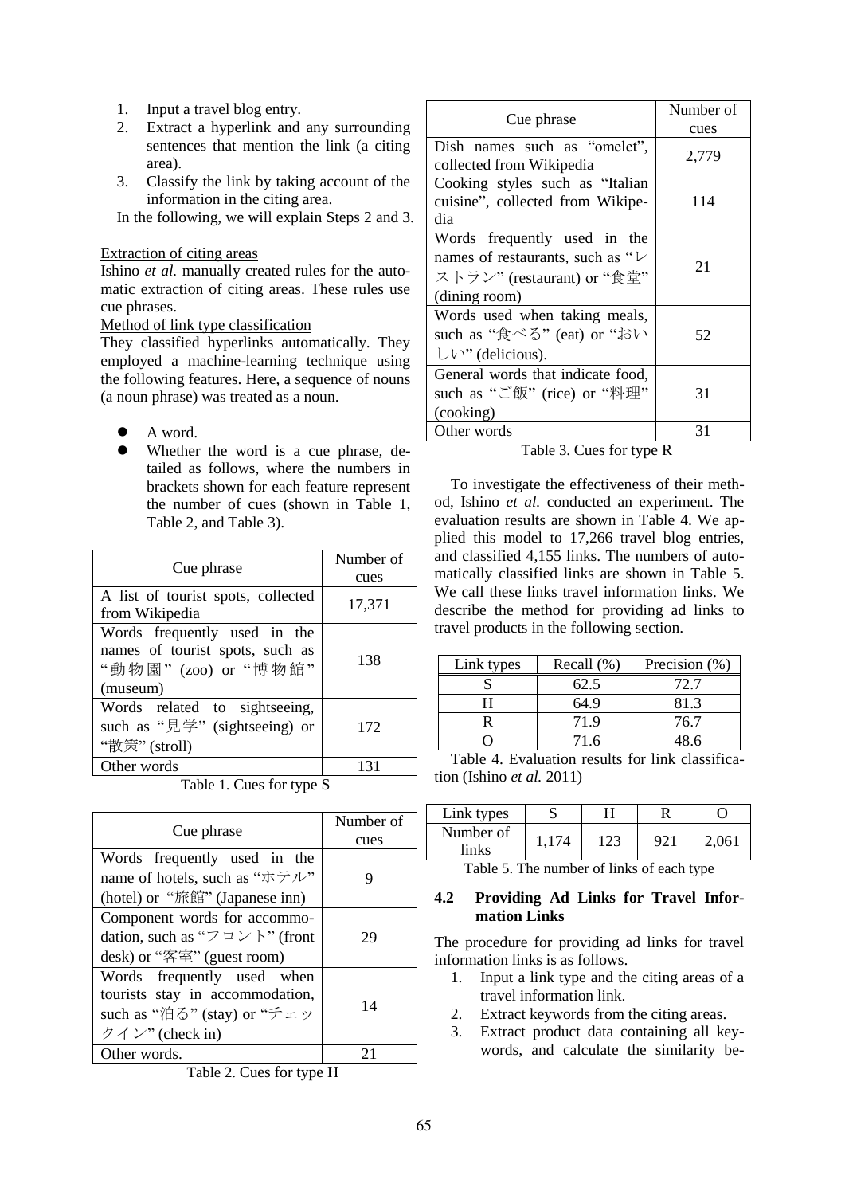1. Input a travel blog entry.
2. Extract a hyperlink and any surrounding sentences that mention the link (a citing area).
3. Classify the link by taking account of the information in the citing area.

In the following, we will explain Steps 2 and 3.

Extraction of citing areas

Ishino *et al.* manually created rules for the automatic extraction of citing areas. These rules use cue phrases.

Method of link type classification

They classified hyperlinks automatically. They employed a machine-learning technique using the following features. Here, a sequence of nouns (a noun phrase) was treated as a noun.

- A word.
- Whether the word is a cue phrase, detailed as follows, where the numbers in brackets shown for each feature represent the number of cues (shown in Table 1, Table 2, and Table 3).

| Cue phrase | Number of cues |
|---|---|
| A list of tourist spots, collected from Wikipedia | 17,371 |
| Words frequently used in the names of tourist spots, such as "動物園" (zoo) or "博物館" (museum) | 138 |
| Words related to sightseeing, such as "見学" (sightseeing) or "散策" (stroll) | 172 |
| Other words | 131 |

Table 1. Cues for type S

| Cue phrase | Number of cues |
|---|---|
| Words frequently used in the name of hotels, such as "ホテル" (hotel) or "旅館" (Japanese inn) | 9 |
| Component words for accommodation, such as "フロント" (front desk) or "客室" (guest room) | 29 |
| Words frequently used when tourists stay in accommodation, such as "泊る" (stay) or "チェックイン" (check in) | 14 |
| Other words. | 21 |

Table 2. Cues for type H

| Cue phrase | Number of cues |
|---|---|
| Dish names such as "omelet", collected from Wikipedia | 2,779 |
| Cooking styles such as "Italian cuisine", collected from Wikipedia | 114 |
| Words frequently used in the names of restaurants, such as "レストラン" (restaurant) or "食堂" (dining room) | 21 |
| Words used when taking meals, such as "食べる" (eat) or "おいしい" (delicious). | 52 |
| General words that indicate food, such as "ご飯" (rice) or "料理" (cooking) | 31 |
| Other words | 31 |

Table 3. Cues for type R

To investigate the effectiveness of their method, Ishino *et al.* conducted an experiment. The evaluation results are shown in Table 4. We applied this model to 17,266 travel blog entries, and classified 4,155 links. The numbers of automatically classified links are shown in Table 5. We call these links travel information links. We describe the method for providing ad links to travel products in the following section.

| Link types | Recall (%) | Precision (%) |
|---|---|---|
| S | 62.5 | 72.7 |
| H | 64.9 | 81.3 |
| R | 71.9 | 76.7 |
| O | 71.6 | 48.6 |

Table 4. Evaluation results for link classification (Ishino *et al.* 2011)

| Link types | S | H | R | O |
|---|---|---|---|---|
| Number of links | 1,174 | 123 | 921 | 2,061 |

Table 5. The number of links of each type

### 4.2 Providing Ad Links for Travel Information Links

The procedure for providing ad links for travel information links is as follows.

1. Input a link type and the citing areas of a travel information link.
2. Extract keywords from the citing areas.
3. Extract product data containing all keywords, and calculate the similarity be-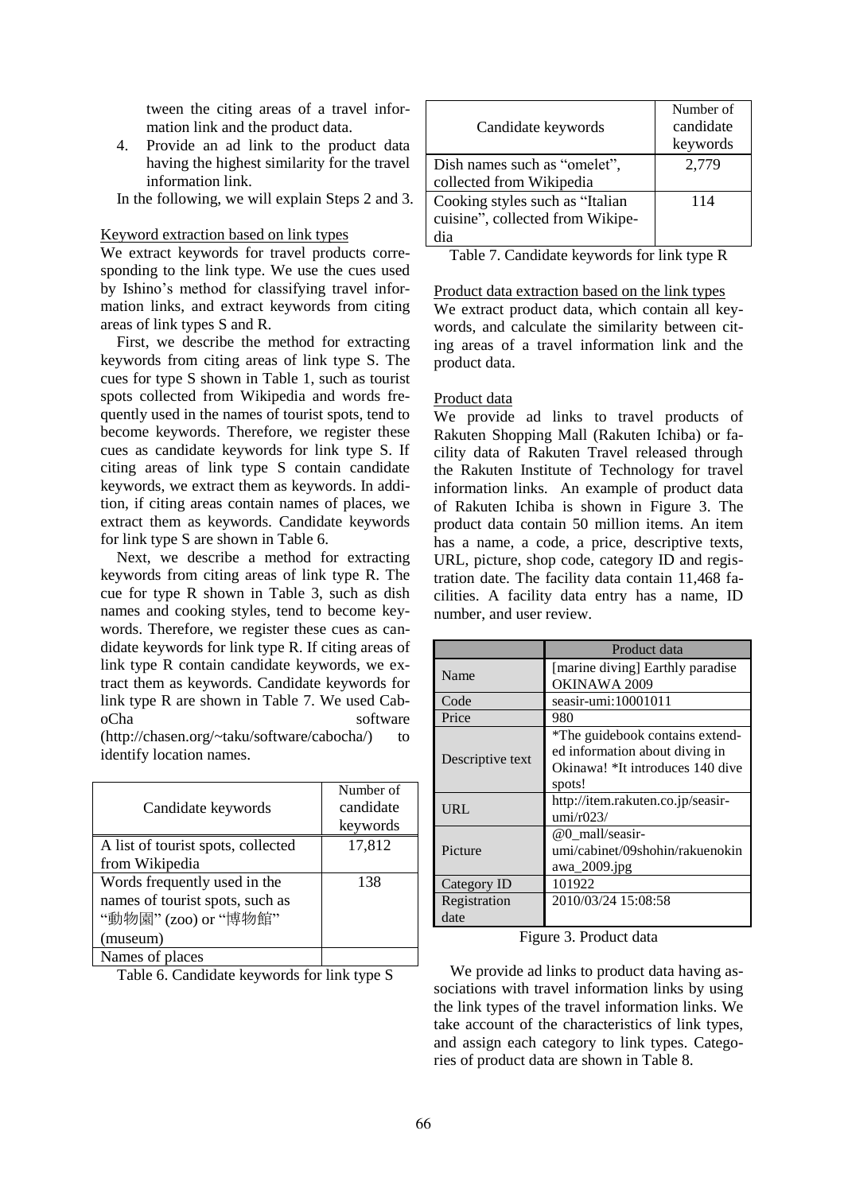tween the citing areas of a travel information link and the product data.

4. Provide an ad link to the product data having the highest similarity for the travel information link.

In the following, we will explain Steps 2 and 3.

Keyword extraction based on link types

We extract keywords for travel products corresponding to the link type. We use the cues used by Ishino's method for classifying travel information links, and extract keywords from citing areas of link types S and R.

First, we describe the method for extracting keywords from citing areas of link type S. The cues for type S shown in Table 1, such as tourist spots collected from Wikipedia and words frequently used in the names of tourist spots, tend to become keywords. Therefore, we register these cues as candidate keywords for link type S. If citing areas of link type S contain candidate keywords, we extract them as keywords. In addition, if citing areas contain names of places, we extract them as keywords. Candidate keywords for link type S are shown in Table 6.

Next, we describe a method for extracting keywords from citing areas of link type R. The cue for type R shown in Table 3, such as dish names and cooking styles, tend to become keywords. Therefore, we register these cues as candidate keywords for link type R. If citing areas of link type R contain candidate keywords, we extract them as keywords. Candidate keywords for link type R are shown in Table 7. We used CabоCha software (http://chasen.org/~taku/software/cabocha/) to identify location names.

| Candidate keywords | Number of candidate keywords |
|---|---|
| A list of tourist spots, collected from Wikipedia | 17,812 |
| Words frequently used in the names of tourist spots, such as "動物園" (zoo) or "博物館" (museum) | 138 |
| Names of places | |

Table 6. Candidate keywords for link type S

| Candidate keywords | Number of candidate keywords |
|---|---|
| Dish names such as "omelet", collected from Wikipedia | 2,779 |
| Cooking styles such as "Italian cuisine", collected from Wikipedia | 114 |

Table 7. Candidate keywords for link type R

Product data extraction based on the link types

We extract product data, which contain all keywords, and calculate the similarity between citing areas of a travel information link and the product data.

Product data

We provide ad links to travel products of Rakuten Shopping Mall (Rakuten Ichiba) or facility data of Rakuten Travel released through the Rakuten Institute of Technology for travel information links. An example of product data of Rakuten Ichiba is shown in Figure 3. The product data contain 50 million items. An item has a name, a code, a price, descriptive texts, URL, picture, shop code, category ID and registration date. The facility data contain 11,468 facilities. A facility data entry has a name, ID number, and user review.

| | Product data |
|---|---|
| Name | [marine diving] Earthly paradise OKINAWA 2009 |
| Code | seasir-umi:10001011 |
| Price | 980 |
| Descriptive text | *The guidebook contains extended information about diving in Okinawa! *It introduces 140 dive spots! |
| URL | http://item.rakuten.co.jp/seasir-umi/r023/ |
| Picture | @0_mall/seasir-umi/cabinet/09shohin/rakuenokinawa_2009.jpg |
| Category ID | 101922 |
| Registration date | 2010/03/24 15:08:58 |

Figure 3. Product data

We provide ad links to product data having associations with travel information links by using the link types of the travel information links. We take account of the characteristics of link types, and assign each category to link types. Categories of product data are shown in Table 8.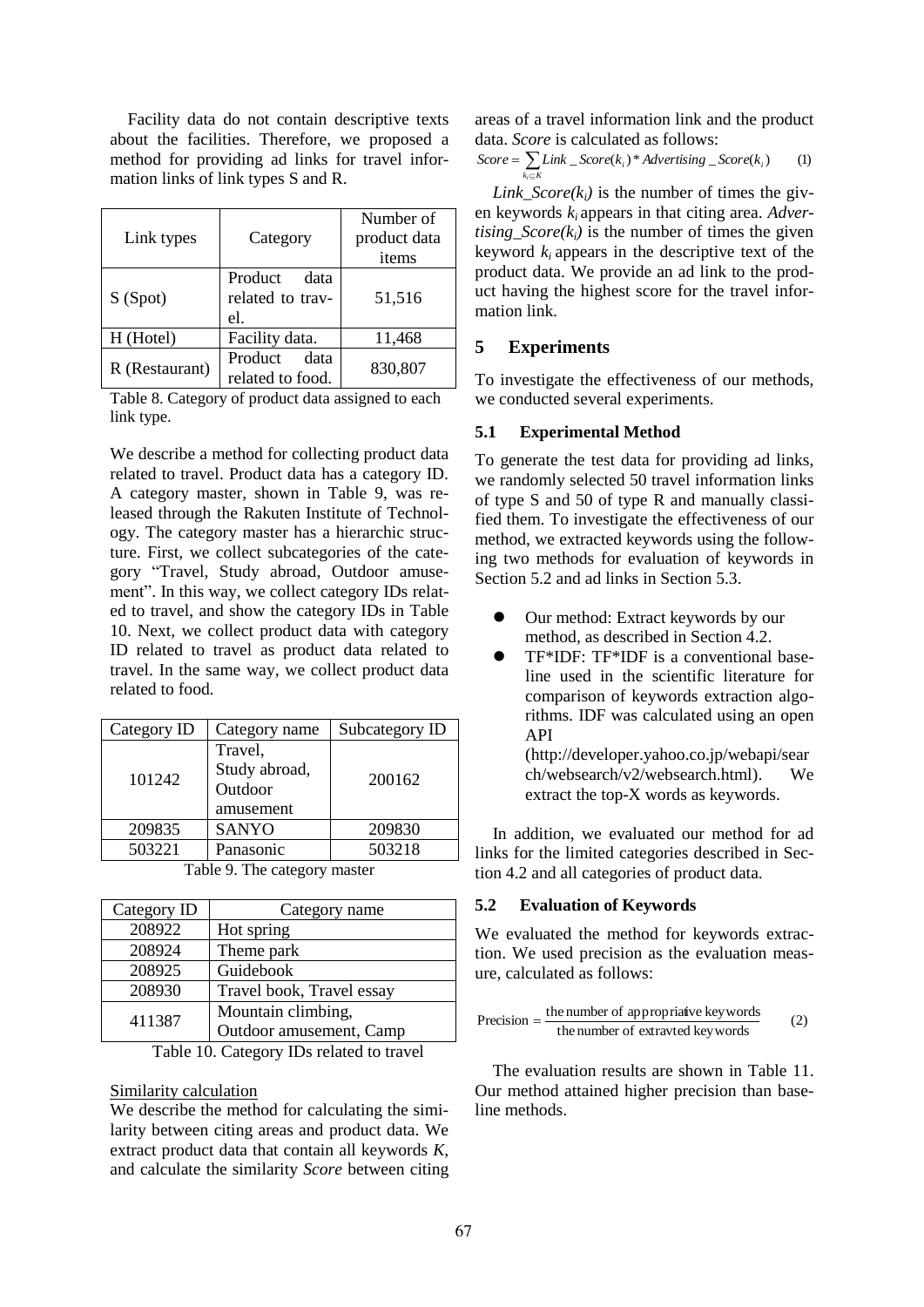Facility data do not contain descriptive texts about the facilities. Therefore, we proposed a method for providing ad links for travel information links of link types S and R.

| Link types | Category | Number of product data items |
|---|---|---|
| S (Spot) | Product data related to travel. | 51,516 |
| H (Hotel) | Facility data. | 11,468 |
| R (Restaurant) | Product data related to food. | 830,807 |

Table 8. Category of product data assigned to each link type.

We describe a method for collecting product data related to travel. Product data has a category ID. A category master, shown in Table 9, was released through the Rakuten Institute of Technology. The category master has a hierarchic structure. First, we collect subcategories of the category "Travel, Study abroad, Outdoor amusement". In this way, we collect category IDs related to travel, and show the category IDs in Table 10. Next, we collect product data with category ID related to travel as product data related to travel. In the same way, we collect product data related to food.

| Category ID | Category name | Subcategory ID |
|---|---|---|
| 101242 | Travel, Study abroad, Outdoor amusement | 200162 |
| 209835 | SANYO | 209830 |
| 503221 | Panasonic | 503218 |

Table 9. The category master

| Category ID | Category name |
|---|---|
| 208922 | Hot spring |
| 208924 | Theme park |
| 208925 | Guidebook |
| 208930 | Travel book, Travel essay |
| 411387 | Mountain climbing, Outdoor amusement, Camp |

Table 10. Category IDs related to travel

Similarity calculation

We describe the method for calculating the similarity between citing areas and product data. We extract product data that contain all keywords $K$, and calculate the similarity *Score* between citing areas of a travel information link and the product data. *Score* is calculated as follows:

$$Score = \sum_{k_i \subseteq K} Link\_Score(k_i) * Advertising\_Score(k_i) \qquad (1)$$

$Link\_Score(k_i)$ is the number of times the given keywords $k_i$ appears in that citing area. $Advertising\_Score(k_i)$ is the number of times the given keyword $k_i$ appears in the descriptive text of the product data. We provide an ad link to the product having the highest score for the travel information link.

## 5 Experiments

To investigate the effectiveness of our methods, we conducted several experiments.

### 5.1 Experimental Method

To generate the test data for providing ad links, we randomly selected 50 travel information links of type S and 50 of type R and manually classified them. To investigate the effectiveness of our method, we extracted keywords using the following two methods for evaluation of keywords in Section 5.2 and ad links in Section 5.3.

- Our method: Extract keywords by our method, as described in Section 4.2.
- TF*IDF: TF*IDF is a conventional baseline used in the scientific literature for comparison of keywords extraction algorithms. IDF was calculated using an open API (http://developer.yahoo.co.jp/webapi/search/websearch/v2/websearch.html). We extract the top-X words as keywords.

In addition, we evaluated our method for ad links for the limited categories described in Section 4.2 and all categories of product data.

### 5.2 Evaluation of Keywords

We evaluated the method for keywords extraction. We used precision as the evaluation measure, calculated as follows:

$$\text{Precision} = \frac{\text{the number of appropriative keywords}}{\text{the number of extravted keywords}} \qquad (2)$$

The evaluation results are shown in Table 11. Our method attained higher precision than baseline methods.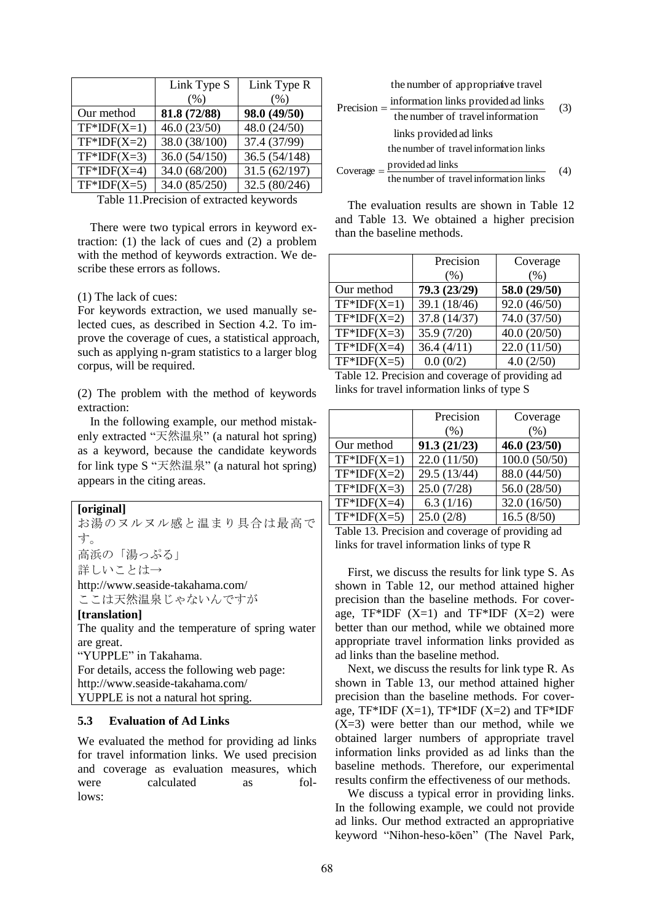|  | Link Type S (%) | Link Type R (%) |
|---|---|---|
| Our method | **81.8 (72/88)** | **98.0 (49/50)** |
| TF*IDF(X=1) | 46.0 (23/50) | 48.0 (24/50) |
| TF*IDF(X=2) | 38.0 (38/100) | 37.4 (37/99) |
| TF*IDF(X=3) | 36.0 (54/150) | 36.5 (54/148) |
| TF*IDF(X=4) | 34.0 (68/200) | 31.5 (62/197) |
| TF*IDF(X=5) | 34.0 (85/250) | 32.5 (80/246) |

Table 11.Precision of extracted keywords

There were two typical errors in keyword extraction: (1) the lack of cues and (2) a problem with the method of keywords extraction. We describe these errors as follows.

(1) The lack of cues:
For keywords extraction, we used manually selected cues, as described in Section 4.2. To improve the coverage of cues, a statistical approach, such as applying n-gram statistics to a larger blog corpus, will be required.

(2) The problem with the method of keywords extraction:
In the following example, our method mistakenly extracted "天然温泉" (a natural hot spring) as a keyword, because the candidate keywords for link type S "天然温泉" (a natural hot spring) appears in the citing areas.

**[original]**
お湯のヌルヌル感と温まり具合は最高です。
高浜の「湯っぷる」
詳しいことは→
http://www.seaside-takahama.com/
ここは天然温泉じゃないんですが
**[translation]**
The quality and the temperature of spring water are great.
"YUPPLE" in Takahama.
For details, access the following web page:
http://www.seaside-takahama.com/
YUPPLE is not a natural hot spring.

### 5.3 Evaluation of Ad Links

We evaluated the method for providing ad links for travel information links. We used precision and coverage as evaluation measures, which were calculated as follows:

$$\text{Precision} = \frac{\text{the number of appropriative travel information links provided ad links}}{\text{the number of travel information links provided ad links}} \quad (3)$$

$$\text{Coverage} = \frac{\text{the number of travel information links provided ad links}}{\text{the number of travel information links}} \quad (4)$$

The evaluation results are shown in Table 12 and Table 13. We obtained a higher precision than the baseline methods.

|  | Precision (%) | Coverage (%) |
|---|---|---|
| Our method | **79.3 (23/29)** | **58.0 (29/50)** |
| TF*IDF(X=1) | 39.1 (18/46) | 92.0 (46/50) |
| TF*IDF(X=2) | 37.8 (14/37) | 74.0 (37/50) |
| TF*IDF(X=3) | 35.9 (7/20) | 40.0 (20/50) |
| TF*IDF(X=4) | 36.4 (4/11) | 22.0 (11/50) |
| TF*IDF(X=5) | 0.0 (0/2) | 4.0 (2/50) |

Table 12. Precision and coverage of providing ad links for travel information links of type S

|  | Precision (%) | Coverage (%) |
|---|---|---|
| Our method | **91.3 (21/23)** | **46.0 (23/50)** |
| TF*IDF(X=1) | 22.0 (11/50) | 100.0 (50/50) |
| TF*IDF(X=2) | 29.5 (13/44) | 88.0 (44/50) |
| TF*IDF(X=3) | 25.0 (7/28) | 56.0 (28/50) |
| TF*IDF(X=4) | 6.3 (1/16) | 32.0 (16/50) |
| TF*IDF(X=5) | 25.0 (2/8) | 16.5 (8/50) |

Table 13. Precision and coverage of providing ad links for travel information links of type R

First, we discuss the results for link type S. As shown in Table 12, our method attained higher precision than the baseline methods. For coverage, TF*IDF (X=1) and TF*IDF (X=2) were better than our method, while we obtained more appropriate travel information links provided as ad links than the baseline method.

Next, we discuss the results for link type R. As shown in Table 13, our method attained higher precision than the baseline methods. For coverage, TF*IDF (X=1), TF*IDF (X=2) and TF*IDF (X=3) were better than our method, while we obtained larger numbers of appropriate travel information links provided as ad links than the baseline methods. Therefore, our experimental results confirm the effectiveness of our methods.

We discuss a typical error in providing links. In the following example, we could not provide ad links. Our method extracted an appropriative keyword "Nihon-heso-kōen" (The Navel Park,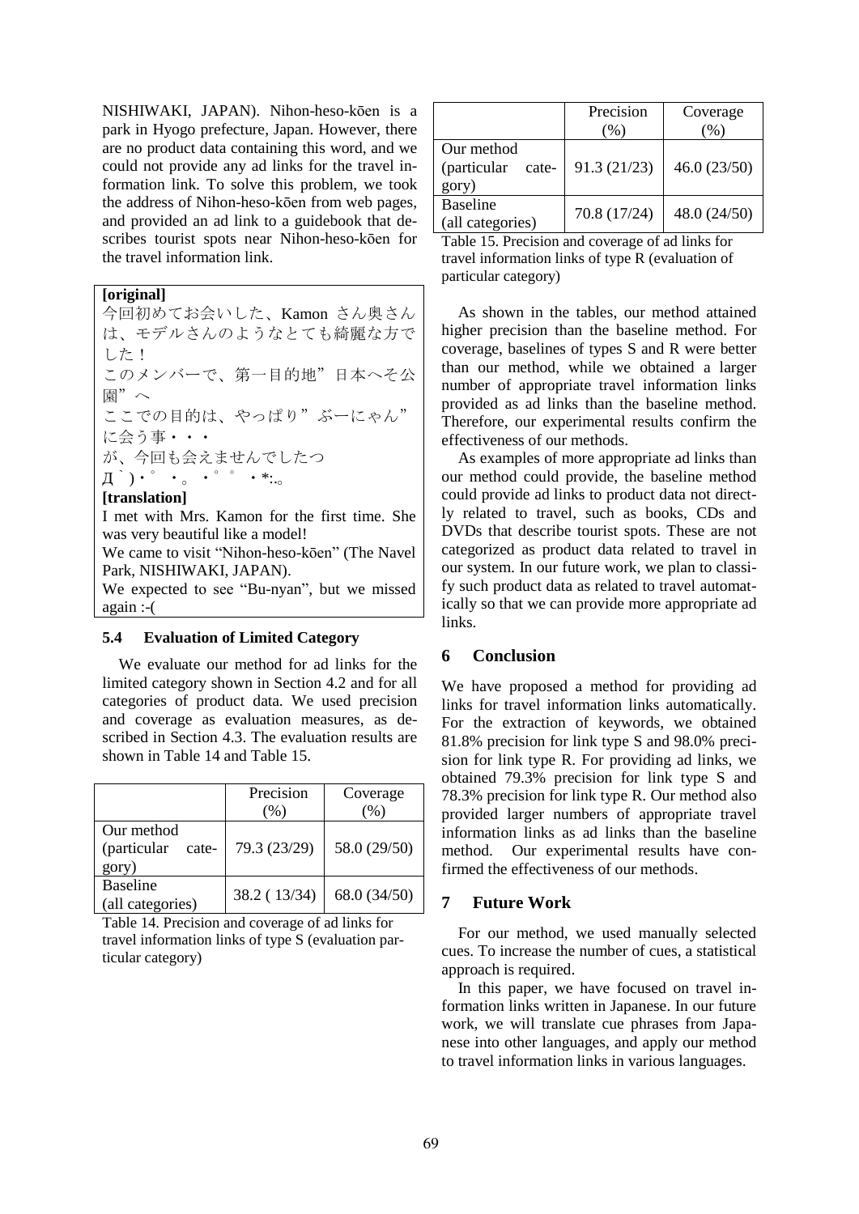NISHIWAKI, JAPAN). Nihon-heso-kōen is a park in Hyogo prefecture, Japan. However, there are no product data containing this word, and we could not provide any ad links for the travel information link. To solve this problem, we took the address of Nihon-heso-kōen from web pages, and provided an ad link to a guidebook that describes tourist spots near Nihon-heso-kōen for the travel information link.

**[original]**

今回初めてお会いした、Kamon さん奥さんは、モデルさんのようなとても綺麗な方でした！

このメンバーで、第一目的地”日本へそ公園”へ

ここでの目的は、やっぱり”ぶーにゃん”に会う事・・・

が、今回も会えませんでしたつД｀)・゜・。・゜゜・*:.｡

**[translation]**

I met with Mrs. Kamon for the first time. She was very beautiful like a model!

We came to visit "Nihon-heso-kōen" (The Navel Park, NISHIWAKI, JAPAN).

We expected to see "Bu-nyan", but we missed again :-(

### 5.4 Evaluation of Limited Category

We evaluate our method for ad links for the limited category shown in Section 4.2 and for all categories of product data. We used precision and coverage as evaluation measures, as described in Section 4.3. The evaluation results are shown in Table 14 and Table 15.

| | Precision (%) | Coverage (%) |
|---|---|---|
| Our method (particular category) | 79.3 (23/29) | 58.0 (29/50) |
| Baseline (all categories) | 38.2 ( 13/34) | 68.0 (34/50) |

Table 14. Precision and coverage of ad links for travel information links of type S (evaluation particular category)

| | Precision (%) | Coverage (%) |
|---|---|---|
| Our method (particular category) | 91.3 (21/23) | 46.0 (23/50) |
| Baseline (all categories) | 70.8 (17/24) | 48.0 (24/50) |

Table 15. Precision and coverage of ad links for travel information links of type R (evaluation of particular category)

As shown in the tables, our method attained higher precision than the baseline method. For coverage, baselines of types S and R were better than our method, while we obtained a larger number of appropriate travel information links provided as ad links than the baseline method. Therefore, our experimental results confirm the effectiveness of our methods.

As examples of more appropriate ad links than our method could provide, the baseline method could provide ad links to product data not directly related to travel, such as books, CDs and DVDs that describe tourist spots. These are not categorized as product data related to travel in our system. In our future work, we plan to classify such product data as related to travel automatically so that we can provide more appropriate ad links.

## 6 Conclusion

We have proposed a method for providing ad links for travel information links automatically. For the extraction of keywords, we obtained 81.8% precision for link type S and 98.0% precision for link type R. For providing ad links, we obtained 79.3% precision for link type S and 78.3% precision for link type R. Our method also provided larger numbers of appropriate travel information links as ad links than the baseline method. Our experimental results have confirmed the effectiveness of our methods.

## 7 Future Work

For our method, we used manually selected cues. To increase the number of cues, a statistical approach is required.

In this paper, we have focused on travel information links written in Japanese. In our future work, we will translate cue phrases from Japanese into other languages, and apply our method to travel information links in various languages.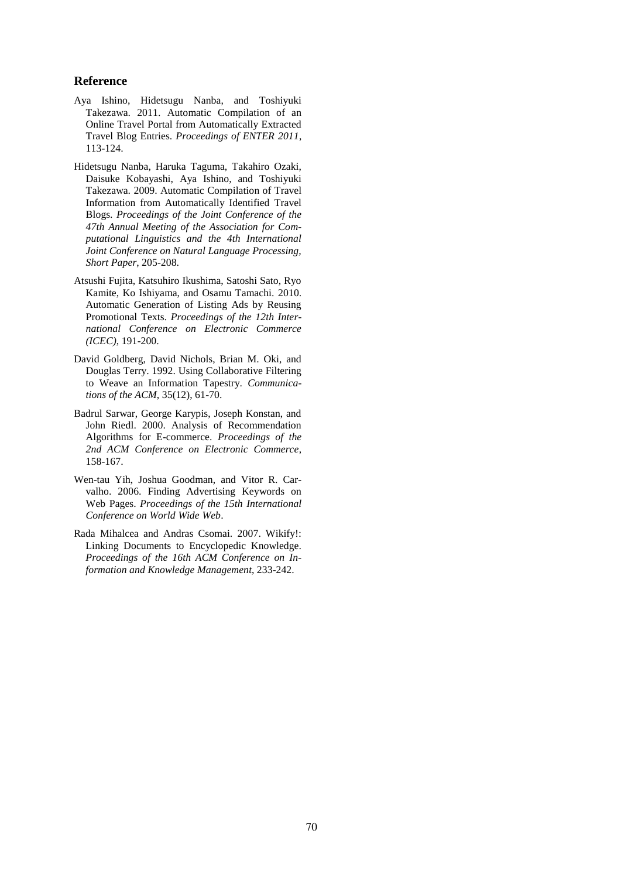## Reference

Aya Ishino, Hidetsugu Nanba, and Toshiyuki Takezawa. 2011. Automatic Compilation of an Online Travel Portal from Automatically Extracted Travel Blog Entries. *Proceedings of ENTER 2011*, 113-124.

Hidetsugu Nanba, Haruka Taguma, Takahiro Ozaki, Daisuke Kobayashi, Aya Ishino, and Toshiyuki Takezawa. 2009. Automatic Compilation of Travel Information from Automatically Identified Travel Blogs. *Proceedings of the Joint Conference of the 47th Annual Meeting of the Association for Computational Linguistics and the 4th International Joint Conference on Natural Language Processing, Short Paper*, 205-208.

Atsushi Fujita, Katsuhiro Ikushima, Satoshi Sato, Ryo Kamite, Ko Ishiyama, and Osamu Tamachi. 2010. Automatic Generation of Listing Ads by Reusing Promotional Texts. *Proceedings of the 12th International Conference on Electronic Commerce (ICEC)*, 191-200.

David Goldberg, David Nichols, Brian M. Oki, and Douglas Terry. 1992. Using Collaborative Filtering to Weave an Information Tapestry. *Communications of the ACM*, 35(12), 61-70.

Badrul Sarwar, George Karypis, Joseph Konstan, and John Riedl. 2000. Analysis of Recommendation Algorithms for E-commerce. *Proceedings of the 2nd ACM Conference on Electronic Commerce*, 158-167.

Wen-tau Yih, Joshua Goodman, and Vitor R. Carvalho. 2006. Finding Advertising Keywords on Web Pages. *Proceedings of the 15th International Conference on World Wide Web*.

Rada Mihalcea and Andras Csomai. 2007. Wikify!: Linking Documents to Encyclopedic Knowledge. *Proceedings of the 16th ACM Conference on Information and Knowledge Management*, 233-242.